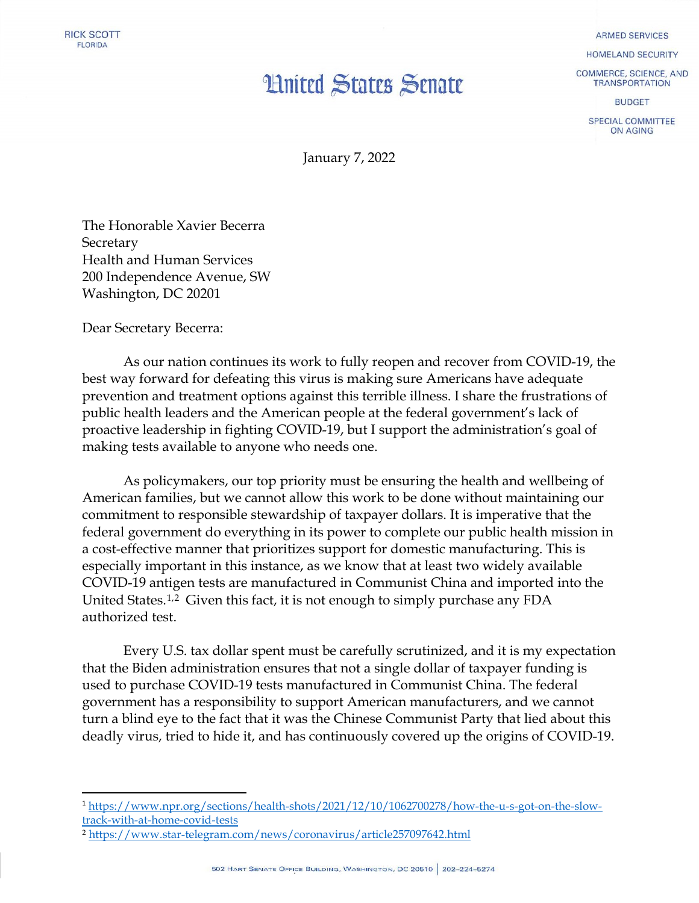RICK SCOTT
FLORIDA

# United States Senate

ARMED SERVICES

HOMELAND SECURITY

COMMERCE, SCIENCE, AND TRANSPORTATION

BUDGET

SPECIAL COMMITTEE ON AGING

January 7, 2022

The Honorable Xavier Becerra
Secretary
Health and Human Services
200 Independence Avenue, SW
Washington, DC 20201

Dear Secretary Becerra:

As our nation continues its work to fully reopen and recover from COVID-19, the best way forward for defeating this virus is making sure Americans have adequate prevention and treatment options against this terrible illness. I share the frustrations of public health leaders and the American people at the federal government's lack of proactive leadership in fighting COVID-19, but I support the administration's goal of making tests available to anyone who needs one.

As policymakers, our top priority must be ensuring the health and wellbeing of American families, but we cannot allow this work to be done without maintaining our commitment to responsible stewardship of taxpayer dollars. It is imperative that the federal government do everything in its power to complete our public health mission in a cost-effective manner that prioritizes support for domestic manufacturing. This is especially important in this instance, as we know that at least two widely available COVID-19 antigen tests are manufactured in Communist China and imported into the United States.[1,2] Given this fact, it is not enough to simply purchase any FDA authorized test.

Every U.S. tax dollar spent must be carefully scrutinized, and it is my expectation that the Biden administration ensures that not a single dollar of taxpayer funding is used to purchase COVID-19 tests manufactured in Communist China. The federal government has a responsibility to support American manufacturers, and we cannot turn a blind eye to the fact that it was the Chinese Communist Party that lied about this deadly virus, tried to hide it, and has continuously covered up the origins of COVID-19.

---

[1] https://www.npr.org/sections/health-shots/2021/12/10/1062700278/how-the-u-s-got-on-the-slow-track-with-at-home-covid-tests

[2] https://www.star-telegram.com/news/coronavirus/article257097642.html

502 Hart Senate Office Building, Washington, DC 20510 | 202-224-5274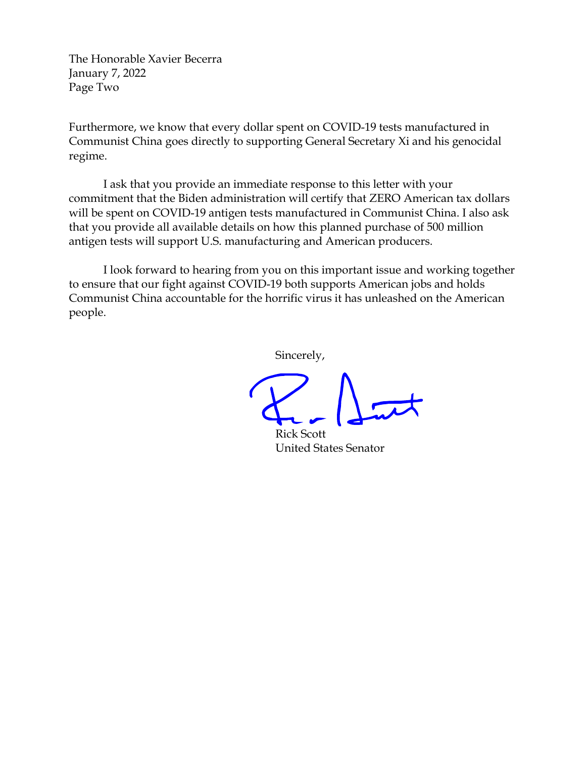The Honorable Xavier Becerra
January 7, 2022
Page Two

Furthermore, we know that every dollar spent on COVID-19 tests manufactured in Communist China goes directly to supporting General Secretary Xi and his genocidal regime.

I ask that you provide an immediate response to this letter with your commitment that the Biden administration will certify that ZERO American tax dollars will be spent on COVID-19 antigen tests manufactured in Communist China. I also ask that you provide all available details on how this planned purchase of 500 million antigen tests will support U.S. manufacturing and American producers.

I look forward to hearing from you on this important issue and working together to ensure that our fight against COVID-19 both supports American jobs and holds Communist China accountable for the horrific virus it has unleashed on the American people.

Sincerely,

Rick Scott
United States Senator